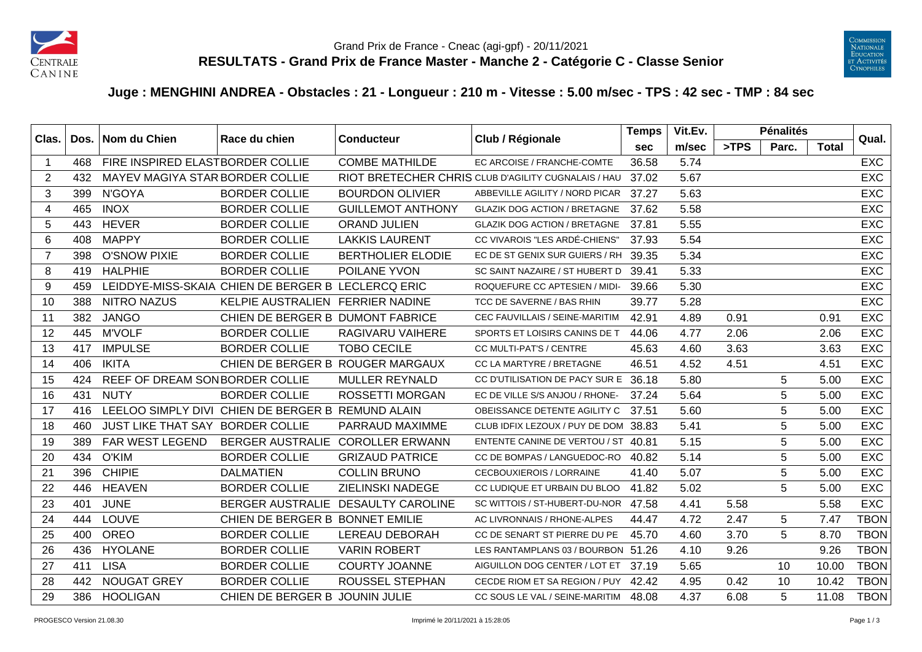Grand Prix de France - Cneac (agi-gpf) - 20/11/2021

# RESULTATS - Grand Prix de France Master - Manche 2 - Catégorie C - Classe Senior

## Juge : MENGHINI ANDREA - Obstacles : 21 - Longueur : 210 m - Vitesse : 5.00 m/sec - TPS : 42 sec - TMP : 84 sec

| Clas. | Dos. | Nom du Chien | Race du chien | Conducteur | Club / Régionale | Temps | Vit.Ev. | Pénalités | | | Qual. |
|---|---|---|---|---|---|---|---|---|---|---|---|
| | | | | | | sec | m/sec | >TPS | Parc. | Total | |
| 1 | 468 | FIRE INSPIRED ELAST | BORDER COLLIE | COMBE MATHILDE | EC ARCOISE / FRANCHE-COMTE | 36.58 | 5.74 | | | | EXC |
| 2 | 432 | MAYEV MAGIYA STAR | BORDER COLLIE | RIOT BRETECHER CHRIS | CLUB D'AGILITY CUGNALAIS / HAU | 37.02 | 5.67 | | | | EXC |
| 3 | 399 | N'GOYA | BORDER COLLIE | BOURDON OLIVIER | ABBEVILLE AGILITY / NORD PICAR | 37.27 | 5.63 | | | | EXC |
| 4 | 465 | INOX | BORDER COLLIE | GUILLEMOT ANTHONY | GLAZIK DOG ACTION / BRETAGNE | 37.62 | 5.58 | | | | EXC |
| 5 | 443 | HEVER | BORDER COLLIE | ORAND JULIEN | GLAZIK DOG ACTION / BRETAGNE | 37.81 | 5.55 | | | | EXC |
| 6 | 408 | MAPPY | BORDER COLLIE | LAKKIS LAURENT | CC VIVAROIS "LES ARDÉ-CHIENS" | 37.93 | 5.54 | | | | EXC |
| 7 | 398 | O'SNOW PIXIE | BORDER COLLIE | BERTHOLIER ELODIE | EC DE ST GENIX SUR GUIERS / RH | 39.35 | 5.34 | | | | EXC |
| 8 | 419 | HALPHIE | BORDER COLLIE | POILANE YVON | SC SAINT NAZAIRE / ST HUBERT D | 39.41 | 5.33 | | | | EXC |
| 9 | 459 | LEIDDYE-MISS-SKAIA | CHIEN DE BERGER B | LECLERCQ ERIC | ROQUEFURE CC APTESIEN / MIDI- | 39.66 | 5.30 | | | | EXC |
| 10 | 388 | NITRO NAZUS | KELPIE AUSTRALIEN | FERRIER NADINE | TCC DE SAVERNE / BAS RHIN | 39.77 | 5.28 | | | | EXC |
| 11 | 382 | JANGO | CHIEN DE BERGER B | DUMONT FABRICE | CEC FAUVILLAIS / SEINE-MARITIM | 42.91 | 4.89 | 0.91 | | 0.91 | EXC |
| 12 | 445 | M'VOLF | BORDER COLLIE | RAGIVARU VAIHERE | SPORTS ET LOISIRS CANINS DE T | 44.06 | 4.77 | 2.06 | | 2.06 | EXC |
| 13 | 417 | IMPULSE | BORDER COLLIE | TOBO CECILE | CC MULTI-PAT'S / CENTRE | 45.63 | 4.60 | 3.63 | | 3.63 | EXC |
| 14 | 406 | IKITA | CHIEN DE BERGER B | ROUGER MARGAUX | CC LA MARTYRE / BRETAGNE | 46.51 | 4.52 | 4.51 | | 4.51 | EXC |
| 15 | 424 | REEF OF DREAM SON | BORDER COLLIE | MULLER REYNALD | CC D'UTILISATION DE PACY SUR E | 36.18 | 5.80 | | 5 | 5.00 | EXC |
| 16 | 431 | NUTY | BORDER COLLIE | ROSSETTI MORGAN | EC DE VILLE S/S ANJOU / RHONE- | 37.24 | 5.64 | | 5 | 5.00 | EXC |
| 17 | 416 | LEELOO SIMPLY DIVI | CHIEN DE BERGER B | REMUND ALAIN | OBEISSANCE DETENTE AGILITY C | 37.51 | 5.60 | | 5 | 5.00 | EXC |
| 18 | 460 | JUST LIKE THAT SAY | BORDER COLLIE | PARRAUD MAXIMME | CLUB IDFIX LEZOUX / PUY DE DOM | 38.83 | 5.41 | | 5 | 5.00 | EXC |
| 19 | 389 | FAR WEST LEGEND | BERGER AUSTRALIE | COROLLER ERWANN | ENTENTE CANINE DE VERTOU / ST | 40.81 | 5.15 | | 5 | 5.00 | EXC |
| 20 | 434 | O'KIM | BORDER COLLIE | GRIZAUD PATRICE | CC DE BOMPAS / LANGUEDOC-RO | 40.82 | 5.14 | | 5 | 5.00 | EXC |
| 21 | 396 | CHIPIE | DALMATIEN | COLLIN BRUNO | CECBOUXIEROIS / LORRAINE | 41.40 | 5.07 | | 5 | 5.00 | EXC |
| 22 | 446 | HEAVEN | BORDER COLLIE | ZIELINSKI NADEGE | CC LUDIQUE ET URBAIN DU BLOO | 41.82 | 5.02 | | 5 | 5.00 | EXC |
| 23 | 401 | JUNE | BERGER AUSTRALIE | DESAULTY CAROLINE | SC WITTOIS / ST-HUBERT-DU-NOR | 47.58 | 4.41 | 5.58 | | 5.58 | EXC |
| 24 | 444 | LOUVE | CHIEN DE BERGER B | BONNET EMILIE | AC LIVRONNAIS / RHONE-ALPES | 44.47 | 4.72 | 2.47 | 5 | 7.47 | TBON |
| 25 | 400 | OREO | BORDER COLLIE | LEREAU DEBORAH | CC DE SENART ST PIERRE DU PE | 45.70 | 4.60 | 3.70 | 5 | 8.70 | TBON |
| 26 | 436 | HYOLANE | BORDER COLLIE | VARIN ROBERT | LES RANTAMPLANS 03 / BOURBON | 51.26 | 4.10 | 9.26 | | 9.26 | TBON |
| 27 | 411 | LISA | BORDER COLLIE | COURTY JOANNE | AIGUILLON DOG CENTER / LOT ET | 37.19 | 5.65 | | 10 | 10.00 | TBON |
| 28 | 442 | NOUGAT GREY | BORDER COLLIE | ROUSSEL STEPHAN | CECDE RIOM ET SA REGION / PUY | 42.42 | 4.95 | 0.42 | 10 | 10.42 | TBON |
| 29 | 386 | HOOLIGAN | CHIEN DE BERGER B | JOUNIN JULIE | CC SOUS LE VAL / SEINE-MARITIM | 48.08 | 4.37 | 6.08 | 5 | 11.08 | TBON |

PROGESCO Version 21.08.30 — Imprimé le 20/11/2021 à 15:28:05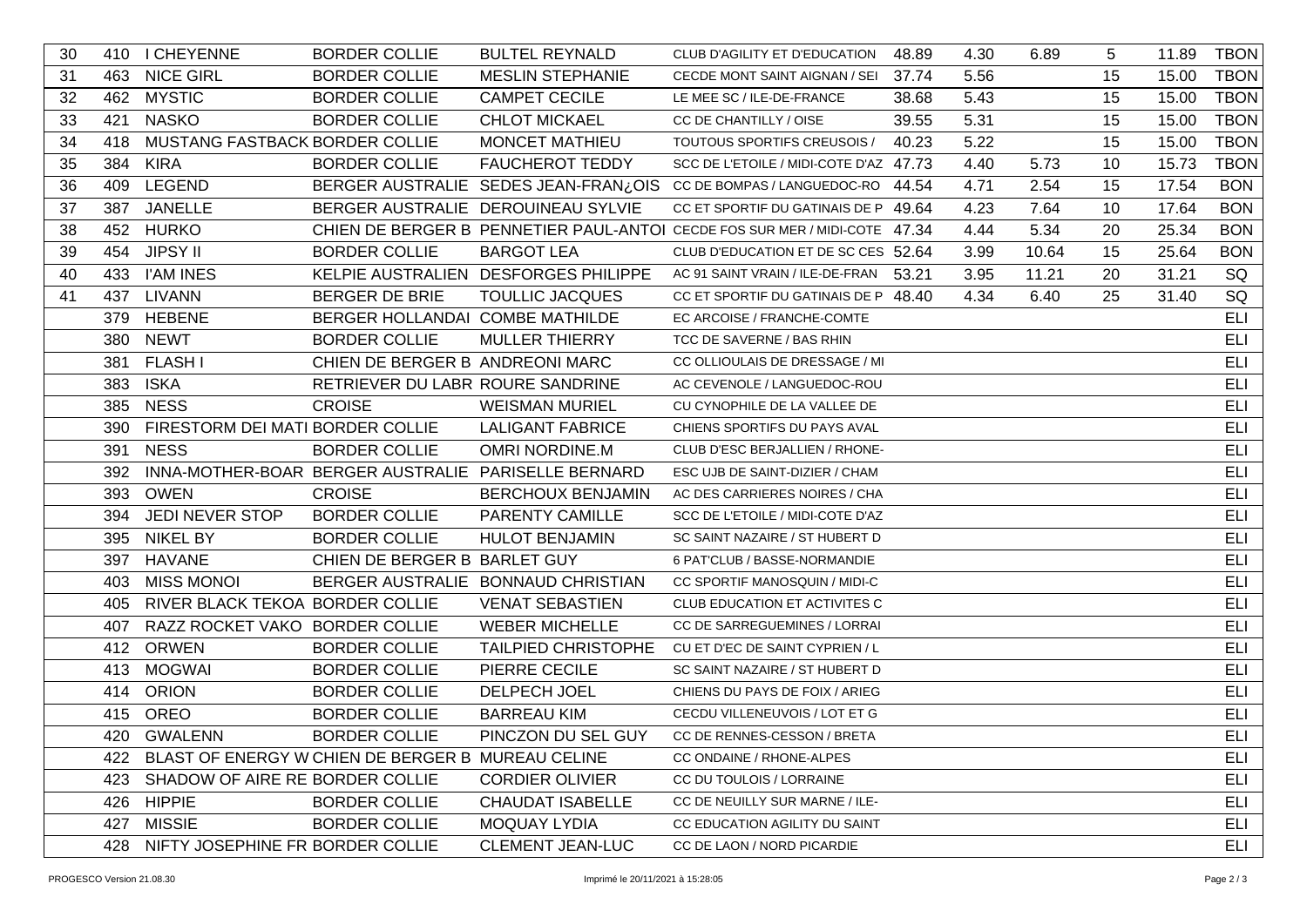| | | | | | | | | | | | | |
|---|---|---|---|---|---|---|---|---|---|---|---|---|
| 30 | 410 | I CHEYENNE | BORDER COLLIE | BULTEL REYNALD | CLUB D'AGILITY ET D'EDUCATION | 48.89 | 4.30 | 6.89 | 5 | 11.89 | TBON |
| 31 | 463 | NICE GIRL | BORDER COLLIE | MESLIN STEPHANIE | CECDE MONT SAINT AIGNAN / SEI | 37.74 | 5.56 | | 15 | 15.00 | TBON |
| 32 | 462 | MYSTIC | BORDER COLLIE | CAMPET CECILE | LE MEE SC / ILE-DE-FRANCE | 38.68 | 5.43 | | 15 | 15.00 | TBON |
| 33 | 421 | NASKO | BORDER COLLIE | CHLOT MICKAEL | CC DE CHANTILLY / OISE | 39.55 | 5.31 | | 15 | 15.00 | TBON |
| 34 | 418 | MUSTANG FASTBACK | BORDER COLLIE | MONCET MATHIEU | TOUTOUS SPORTIFS CREUSOIS / | 40.23 | 5.22 | | 15 | 15.00 | TBON |
| 35 | 384 | KIRA | BORDER COLLIE | FAUCHEROT TEDDY | SCC DE L'ETOILE / MIDI-COTE D'AZ | 47.73 | 4.40 | 5.73 | 10 | 15.73 | TBON |
| 36 | 409 | LEGEND | BERGER AUSTRALIE | SEDES JEAN-FRAN¿OIS | CC DE BOMPAS / LANGUEDOC-RO | 44.54 | 4.71 | 2.54 | 15 | 17.54 | BON |
| 37 | 387 | JANELLE | BERGER AUSTRALIE | DEROUINEAU SYLVIE | CC ET SPORTIF DU GATINAIS DE P | 49.64 | 4.23 | 7.64 | 10 | 17.64 | BON |
| 38 | 452 | HURKO | CHIEN DE BERGER B | PENNETIER PAUL-ANTOI | CECDE FOS SUR MER / MIDI-COTE | 47.34 | 4.44 | 5.34 | 20 | 25.34 | BON |
| 39 | 454 | JIPSY II | BORDER COLLIE | BARGOT LEA | CLUB D'EDUCATION ET DE SC CES | 52.64 | 3.99 | 10.64 | 15 | 25.64 | BON |
| 40 | 433 | I'AM INES | KELPIE AUSTRALIEN | DESFORGES PHILIPPE | AC 91 SAINT VRAIN / ILE-DE-FRAN | 53.21 | 3.95 | 11.21 | 20 | 31.21 | SQ |
| 41 | 437 | LIVANN | BERGER DE BRIE | TOULLIC JACQUES | CC ET SPORTIF DU GATINAIS DE P | 48.40 | 4.34 | 6.40 | 25 | 31.40 | SQ |
| | 379 | HEBENE | BERGER HOLLANDAI | COMBE MATHILDE | EC ARCOISE / FRANCHE-COMTE | | | | | | ELI |
| | 380 | NEWT | BORDER COLLIE | MULLER THIERRY | TCC DE SAVERNE / BAS RHIN | | | | | | ELI |
| | 381 | FLASH I | CHIEN DE BERGER B | ANDREONI MARC | CC OLLIOULAIS DE DRESSAGE / MI | | | | | | ELI |
| | 383 | ISKA | RETRIEVER DU LABR | ROURE SANDRINE | AC CEVENOLE / LANGUEDOC-ROU | | | | | | ELI |
| | 385 | NESS | CROISE | WEISMAN MURIEL | CU CYNOPHILE DE LA VALLEE DE | | | | | | ELI |
| | 390 | FIRESTORM DEI MATI | BORDER COLLIE | LALIGANT FABRICE | CHIENS SPORTIFS DU PAYS AVAL | | | | | | ELI |
| | 391 | NESS | BORDER COLLIE | OMRI NORDINE.M | CLUB D'ESC BERJALLIEN / RHONE- | | | | | | ELI |
| | 392 | INNA-MOTHER-BOAR | BERGER AUSTRALIE | PARISELLE BERNARD | ESC UJB DE SAINT-DIZIER / CHAM | | | | | | ELI |
| | 393 | OWEN | CROISE | BERCHOUX BENJAMIN | AC DES CARRIERES NOIRES / CHA | | | | | | ELI |
| | 394 | JEDI NEVER STOP | BORDER COLLIE | PARENTY CAMILLE | SCC DE L'ETOILE / MIDI-COTE D'AZ | | | | | | ELI |
| | 395 | NIKEL BY | BORDER COLLIE | HULOT BENJAMIN | SC SAINT NAZAIRE / ST HUBERT D | | | | | | ELI |
| | 397 | HAVANE | CHIEN DE BERGER B | BARLET GUY | 6 PAT'CLUB / BASSE-NORMANDIE | | | | | | ELI |
| | 403 | MISS MONOI | BERGER AUSTRALIE | BONNAUD CHRISTIAN | CC SPORTIF MANOSQUIN / MIDI-C | | | | | | ELI |
| | 405 | RIVER BLACK TEKOA | BORDER COLLIE | VENAT SEBASTIEN | CLUB EDUCATION ET ACTIVITES C | | | | | | ELI |
| | 407 | RAZZ ROCKET VAKO | BORDER COLLIE | WEBER MICHELLE | CC DE SARREGUEMINES / LORRAI | | | | | | ELI |
| | 412 | ORWEN | BORDER COLLIE | TAILPIED CHRISTOPHE | CU ET D'EC DE SAINT CYPRIEN / L | | | | | | ELI |
| | 413 | MOGWAI | BORDER COLLIE | PIERRE CECILE | SC SAINT NAZAIRE / ST HUBERT D | | | | | | ELI |
| | 414 | ORION | BORDER COLLIE | DELPECH JOEL | CHIENS DU PAYS DE FOIX / ARIEG | | | | | | ELI |
| | 415 | OREO | BORDER COLLIE | BARREAU KIM | CECDU VILLENEUVOIS / LOT ET G | | | | | | ELI |
| | 420 | GWALENN | BORDER COLLIE | PINCZON DU SEL GUY | CC DE RENNES-CESSON / BRETA | | | | | | ELI |
| | 422 | BLAST OF ENERGY W | CHIEN DE BERGER B | MUREAU CELINE | CC ONDAINE / RHONE-ALPES | | | | | | ELI |
| | 423 | SHADOW OF AIRE RE | BORDER COLLIE | CORDIER OLIVIER | CC DU TOULOIS / LORRAINE | | | | | | ELI |
| | 426 | HIPPIE | BORDER COLLIE | CHAUDAT ISABELLE | CC DE NEUILLY SUR MARNE / ILE- | | | | | | ELI |
| | 427 | MISSIE | BORDER COLLIE | MOQUAY LYDIA | CC EDUCATION AGILITY DU SAINT | | | | | | ELI |
| | 428 | NIFTY JOSEPHINE FR | BORDER COLLIE | CLEMENT JEAN-LUC | CC DE LAON / NORD PICARDIE | | | | | | ELI |

PROGESCO Version 21.08.30 — Imprimé le 20/11/2021 à 15:28:05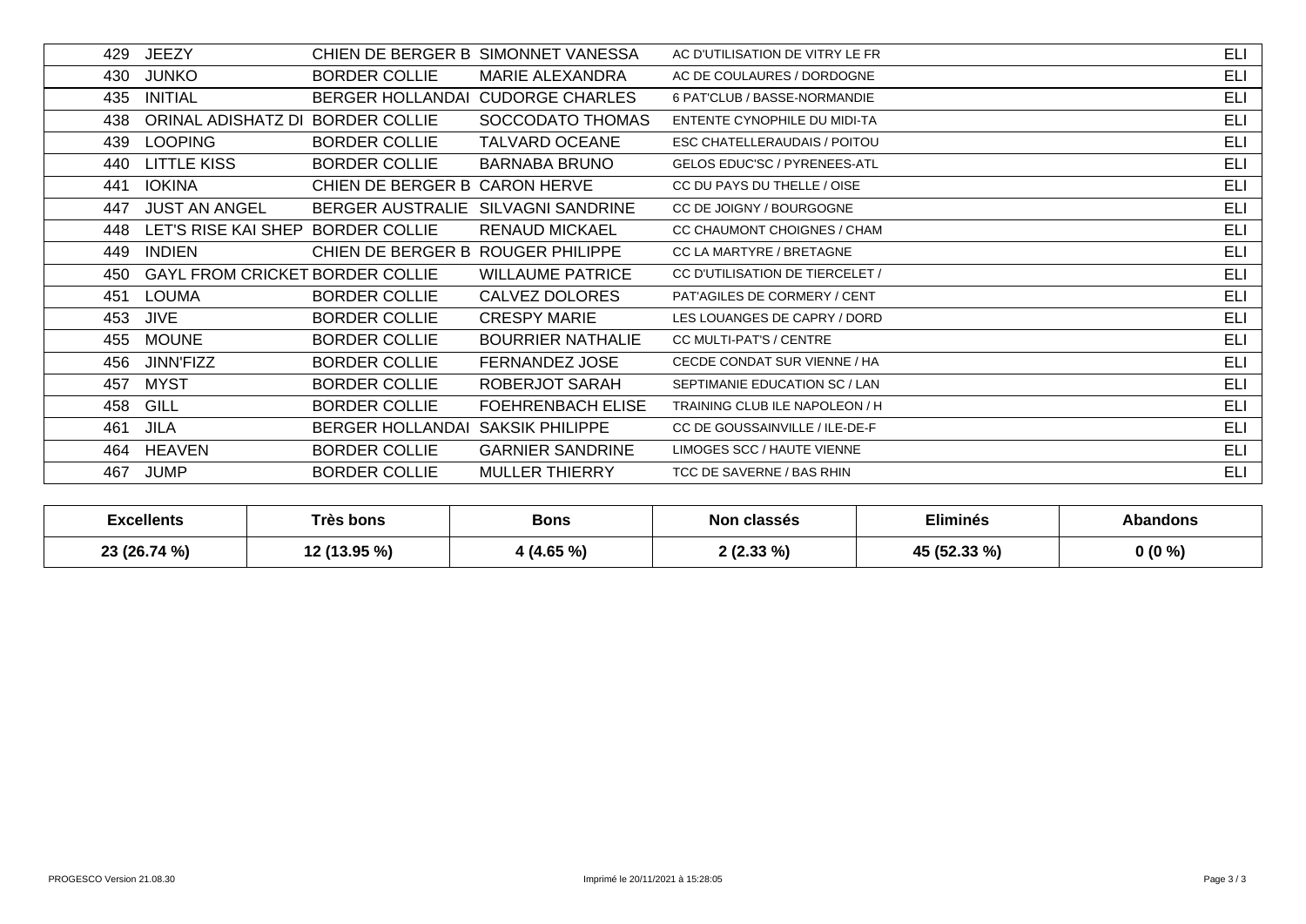| | | | | | |
|---|---|---|---|---|---|
| 429 | JEEZY | CHIEN DE BERGER B | SIMONNET VANESSA | AC D'UTILISATION DE VITRY LE FR | ELI |
| 430 | JUNKO | BORDER COLLIE | MARIE ALEXANDRA | AC DE COULAURES / DORDOGNE | ELI |
| 435 | INITIAL | BERGER HOLLANDAI | CUDORGE CHARLES | 6 PAT'CLUB / BASSE-NORMANDIE | ELI |
| 438 | ORINAL ADISHATZ DI | BORDER COLLIE | SOCCODATO THOMAS | ENTENTE CYNOPHILE DU MIDI-TA | ELI |
| 439 | LOOPING | BORDER COLLIE | TALVARD OCEANE | ESC CHATELLERAUDAIS / POITOU | ELI |
| 440 | LITTLE KISS | BORDER COLLIE | BARNABA BRUNO | GELOS EDUC'SC / PYRENEES-ATL | ELI |
| 441 | IOKINA | CHIEN DE BERGER B | CARON HERVE | CC DU PAYS DU THELLE / OISE | ELI |
| 447 | JUST AN ANGEL | BERGER AUSTRALIE | SILVAGNI SANDRINE | CC DE JOIGNY / BOURGOGNE | ELI |
| 448 | LET'S RISE KAI SHEP | BORDER COLLIE | RENAUD MICKAEL | CC CHAUMONT CHOIGNES / CHAM | ELI |
| 449 | INDIEN | CHIEN DE BERGER B | ROUGER PHILIPPE | CC LA MARTYRE / BRETAGNE | ELI |
| 450 | GAYL FROM CRICKET | BORDER COLLIE | WILLAUME PATRICE | CC D'UTILISATION DE TIERCELET / | ELI |
| 451 | LOUMA | BORDER COLLIE | CALVEZ DOLORES | PAT'AGILES DE CORMERY / CENT | ELI |
| 453 | JIVE | BORDER COLLIE | CRESPY MARIE | LES LOUANGES DE CAPRY / DORD | ELI |
| 455 | MOUNE | BORDER COLLIE | BOURRIER NATHALIE | CC MULTI-PAT'S / CENTRE | ELI |
| 456 | JINN'FIZZ | BORDER COLLIE | FERNANDEZ JOSE | CECDE CONDAT SUR VIENNE / HA | ELI |
| 457 | MYST | BORDER COLLIE | ROBERJOT SARAH | SEPTIMANIE EDUCATION SC / LAN | ELI |
| 458 | GILL | BORDER COLLIE | FOEHRENBACH ELISE | TRAINING CLUB ILE NAPOLEON / H | ELI |
| 461 | JILA | BERGER HOLLANDAI | SAKSIK PHILIPPE | CC DE GOUSSAINVILLE / ILE-DE-F | ELI |
| 464 | HEAVEN | BORDER COLLIE | GARNIER SANDRINE | LIMOGES SCC / HAUTE VIENNE | ELI |
| 467 | JUMP | BORDER COLLIE | MULLER THIERRY | TCC DE SAVERNE / BAS RHIN | ELI |

| Excellents | Très bons | Bons | Non classés | Eliminés | Abandons |
|---|---|---|---|---|---|
| 23 (26.74 %) | 12 (13.95 %) | 4 (4.65 %) | 2 (2.33 %) | 45 (52.33 %) | 0 (0 %) |

PROGESCO Version 21.08.30

Imprimé le 20/11/2021 à 15:28:05